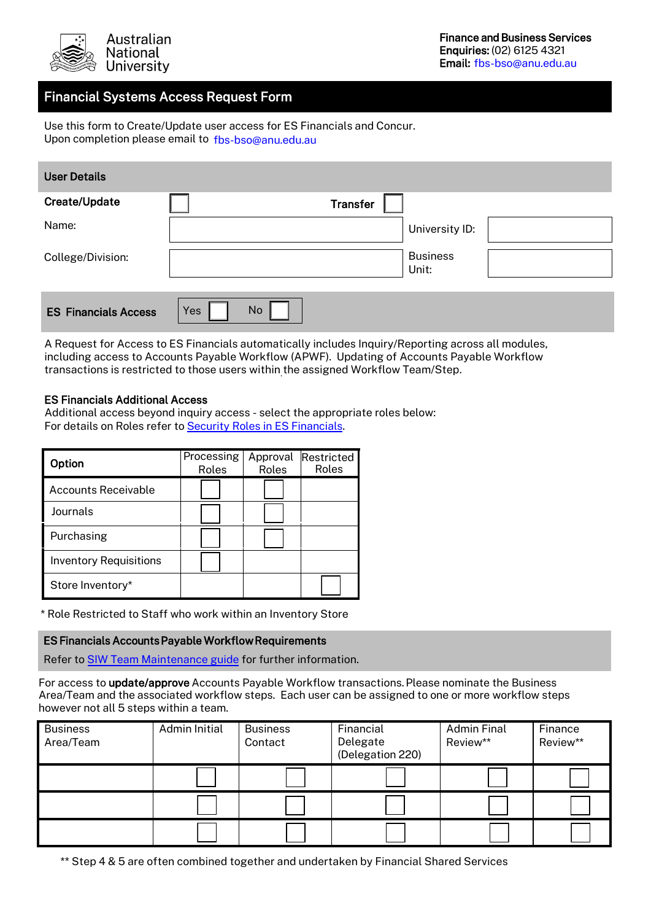Australian National University

**Finance and Business Services**
**Enquiries:** (02) 6125 4321
**Email:** fbs-bso@anu.edu.au

# Financial Systems Access Request Form

Use this form to Create/Update user access for ES Financials and Concur.
Upon completion please email to fbs-bso@anu.edu.au

## User Details

| | | | |
|---|---|---|---|
| **Create/Update** | ☐ | **Transfer** | ☐ |
| Name: | | University ID: | |
| College/Division: | | Business Unit: | |

## ES Financials Access

Yes ☐ No ☐

A Request for Access to ES Financials automatically includes Inquiry/Reporting across all modules, including access to Accounts Payable Workflow (APWF). Updating of Accounts Payable Workflow transactions is restricted to those users within the assigned Workflow Team/Step.

### ES Financials Additional Access

Additional access beyond inquiry access - select the appropriate roles below:
For details on Roles refer to Security Roles in ES Financials.

| Option | Processing Roles | Approval Roles | Restricted Roles |
|---|---|---|---|
| Accounts Receivable | ☐ | ☐ | |
| Journals | ☐ | ☐ | |
| Purchasing | ☐ | ☐ | |
| Inventory Requisitions | ☐ | | |
| Store Inventory* | | | ☐ |

\* Role Restricted to Staff who work within an Inventory Store

## ES Financials Accounts Payable Workflow Requirements

Refer to SIW Team Maintenance guide for further information.

For access to **update/approve** Accounts Payable Workflow transactions. Please nominate the Business Area/Team and the associated workflow steps. Each user can be assigned to one or more workflow steps however not all 5 steps within a team.

| Business Area/Team | Admin Initial | Business Contact | Financial Delegate (Delegation 220) | Admin Final Review** | Finance Review** |
|---|---|---|---|---|---|
| | ☐ | ☐ | ☐ | ☐ | ☐ |
| | ☐ | ☐ | ☐ | ☐ | ☐ |
| | ☐ | ☐ | ☐ | ☐ | ☐ |

** Step 4 & 5 are often combined together and undertaken by Financial Shared Services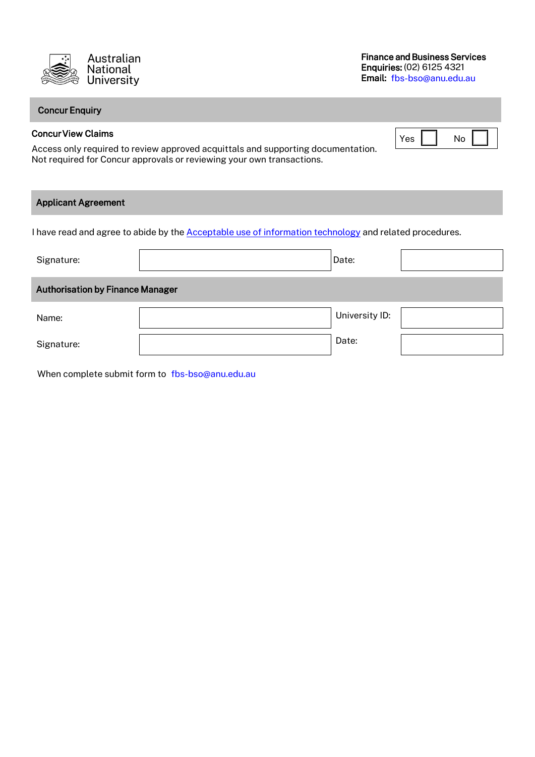Australian National University

**Finance and Business Services**
**Enquiries:** (02) 6125 4321
**Email:** fbs-bso@anu.edu.au

## Concur Enquiry

**Concur View Claims**

Access only required to review approved acquittals and supporting documentation.
Not required for Concur approvals or reviewing your own transactions.

| | | | |
|---|---|---|---|
| Yes | ☐ | No | ☐ |

## Applicant Agreement

I have read and agree to abide by the [Acceptable use of information technology]() and related procedures.

| | | | |
|---|---|---|---|
| Signature: | | Date: | |

## Authorisation by Finance Manager

| | | | |
|---|---|---|---|
| Name: | | University ID: | |
| Signature: | | Date: | |

When complete submit form to fbs-bso@anu.edu.au